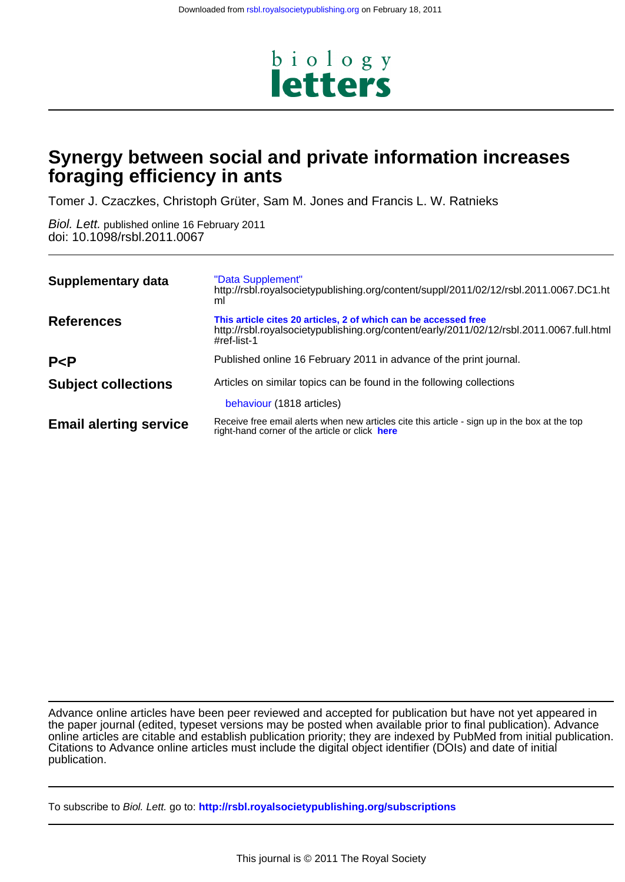Downloaded from rsbl.royalsocietypublishing.org on February 18, 2011

# biology letters

# Synergy between social and private information increases foraging efficiency in ants

Tomer J. Czaczkes, Christoph Grüter, Sam M. Jones and Francis L. W. Ratnieks

*Biol. Lett.* published online 16 February 2011
doi: 10.1098/rsbl.2011.0067

| | |
|---|---|
| **Supplementary data** | "Data Supplement" http://rsbl.royalsocietypublishing.org/content/suppl/2011/02/12/rsbl.2011.0067.DC1.html |
| **References** | **This article cites 20 articles, 2 of which can be accessed free** http://rsbl.royalsocietypublishing.org/content/early/2011/02/12/rsbl.2011.0067.full.html#ref-list-1 |
| **P<P** | Published online 16 February 2011 in advance of the print journal. |
| **Subject collections** | Articles on similar topics can be found in the following collections<br>behaviour (1818 articles) |
| **Email alerting service** | Receive free email alerts when new articles cite this article - sign up in the box at the top right-hand corner of the article or click **here** |

Advance online articles have been peer reviewed and accepted for publication but have not yet appeared in the paper journal (edited, typeset versions may be posted when available prior to final publication). Advance online articles are citable and establish publication priority; they are indexed by PubMed from initial publication. Citations to Advance online articles must include the digital object identifier (DOIs) and date of initial publication.

To subscribe to *Biol. Lett.* go to: **http://rsbl.royalsocietypublishing.org/subscriptions**

This journal is © 2011 The Royal Society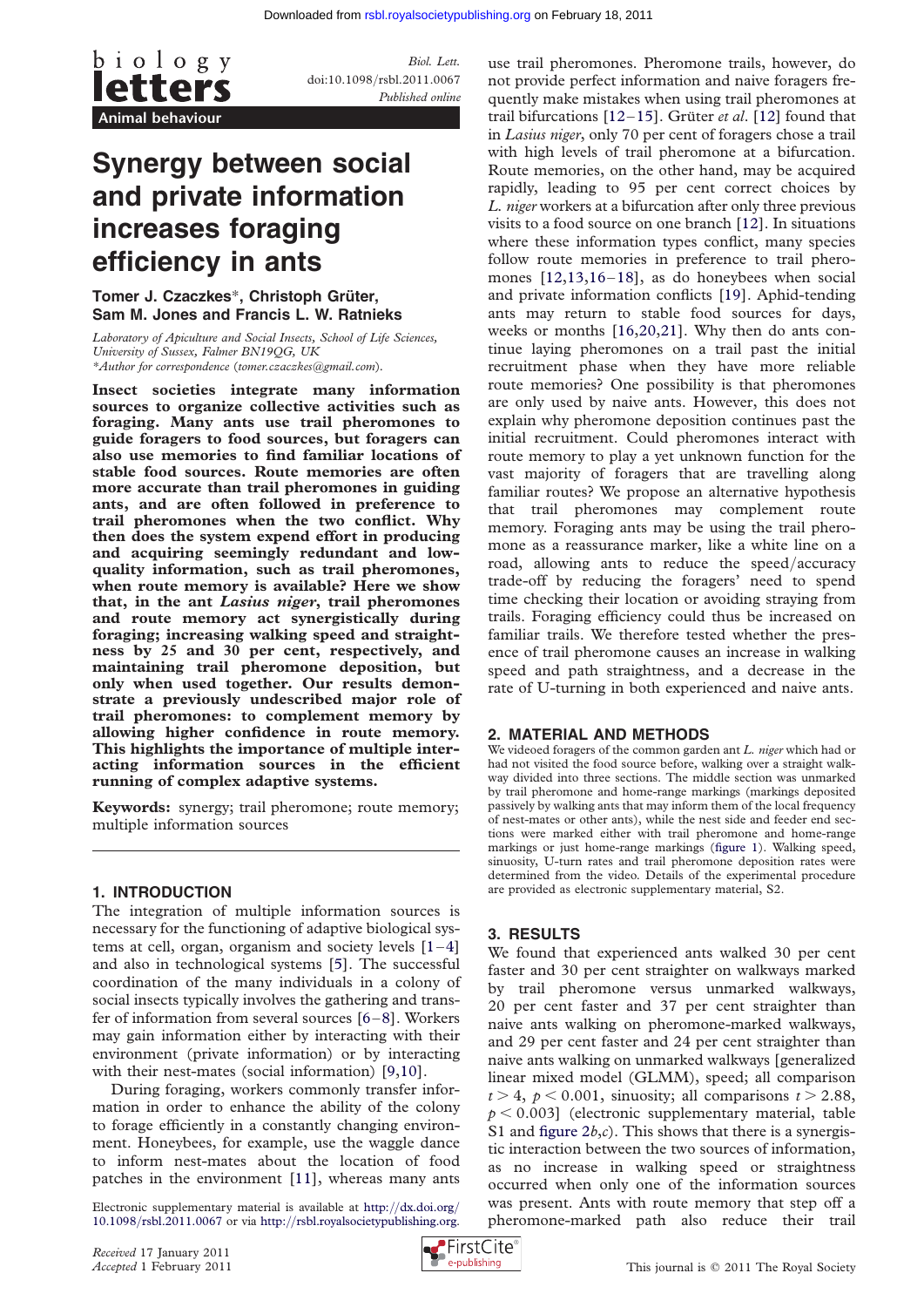biology letters

*Biol. Lett.*
doi:10.1098/rsbl.2011.0067
*Published online*

Animal behaviour

# Synergy between social and private information increases foraging efficiency in ants

**Tomer J. Czaczkes\*, Christoph Grüter, Sam M. Jones and Francis L. W. Ratnieks**

*Laboratory of Apiculture and Social Insects, School of Life Sciences, University of Sussex, Falmer BN1 9QG, UK*
*\*Author for correspondence (tomer.czaczkes@gmail.com).*

**Insect societies integrate many information sources to organize collective activities such as foraging. Many ants use trail pheromones to guide foragers to food sources, but foragers can also use memories to find familiar locations of stable food sources. Route memories are often more accurate than trail pheromones in guiding ants, and are often followed in preference to trail pheromones when the two conflict. Why then does the system expend effort in producing and acquiring seemingly redundant and low-quality information, such as trail pheromones, when route memory is available? Here we show that, in the ant *Lasius niger*, trail pheromones and route memory act synergistically during foraging; increasing walking speed and straightness by 25 and 30 per cent, respectively, and maintaining trail pheromone deposition, but only when used together. Our results demonstrate a previously undescribed major role of trail pheromones: to complement memory by allowing higher confidence in route memory. This highlights the importance of multiple interacting information sources in the efficient running of complex adaptive systems.**

**Keywords:** synergy; trail pheromone; route memory; multiple information sources

## 1. INTRODUCTION

The integration of multiple information sources is necessary for the functioning of adaptive biological systems at cell, organ, organism and society levels [1–4] and also in technological systems [5]. The successful coordination of the many individuals in a colony of social insects typically involves the gathering and transfer of information from several sources [6–8]. Workers may gain information either by interacting with their environment (private information) or by interacting with their nest-mates (social information) [9,10].

During foraging, workers commonly transfer information in order to enhance the ability of the colony to forage efficiently in a constantly changing environment. Honeybees, for example, use the waggle dance to inform nest-mates about the location of food patches in the environment [11], whereas many ants use trail pheromones. Pheromone trails, however, do not provide perfect information and naive foragers frequently make mistakes when using trail pheromones at trail bifurcations [12–15]. Grüter *et al.* [12] found that in *Lasius niger*, only 70 per cent of foragers chose a trail with high levels of trail pheromone at a bifurcation. Route memories, on the other hand, may be acquired rapidly, leading to 95 per cent correct choices by *L. niger* workers at a bifurcation after only three previous visits to a food source on one branch [12]. In situations where these information types conflict, many species follow route memories in preference to trail pheromones [12,13,16–18], as do honeybees when social and private information conflicts [19]. Aphid-tending ants may return to stable food sources for days, weeks or months [16,20,21]. Why then do ants continue laying pheromones on a trail past the initial recruitment phase when they have more reliable route memories? One possibility is that pheromones are only used by naive ants. However, this does not explain why pheromone deposition continues past the initial recruitment. Could pheromones interact with route memory to play a yet unknown function for the vast majority of foragers that are travelling along familiar routes? We propose an alternative hypothesis that trail pheromones may complement route memory. Foraging ants may be using the trail pheromone as a reassurance marker, like a white line on a road, allowing ants to reduce the speed/accuracy trade-off by reducing the foragers' need to spend time checking their location or avoiding straying from trails. Foraging efficiency could thus be increased on familiar trails. We therefore tested whether the presence of trail pheromone causes an increase in walking speed and path straightness, and a decrease in the rate of U-turning in both experienced and naive ants.

## 2. MATERIAL AND METHODS

We videoed foragers of the common garden ant *L. niger* which had or had not visited the food source before, walking over a straight walkway divided into three sections. The middle section was unmarked by trail pheromone and home-range markings (markings deposited passively by walking ants that may inform them of the local frequency of nest-mates or other ants), while the nest side and feeder end sections were marked either with trail pheromone and home-range markings or just home-range markings (figure 1). Walking speed, sinuosity, U-turn rates and trail pheromone deposition rates were determined from the video. Details of the experimental procedure are provided as electronic supplementary material, S2.

## 3. RESULTS

We found that experienced ants walked 30 per cent faster and 30 per cent straighter on walkways marked by trail pheromone versus unmarked walkways, 20 per cent faster and 37 per cent straighter than naive ants walking on pheromone-marked walkways, and 29 per cent faster and 24 per cent straighter than naive ants walking on unmarked walkways [generalized linear mixed model (GLMM), speed; all comparison $t > 4$, $p < 0.001$, sinuosity; all comparisons $t > 2.88$, $p < 0.003$] (electronic supplementary material, table S1 and figure 2*b*,*c*). This shows that there is a synergistic interaction between the two sources of information, as no increase in walking speed or straightness occurred when only one of the information sources was present. Ants with route memory that step off a pheromone-marked path also reduce their trail

Electronic supplementary material is available at http://dx.doi.org/10.1098/rsbl.2011.0067 or via http://rsbl.royalsocietypublishing.org.

*Received* 17 January 2011
*Accepted* 1 February 2011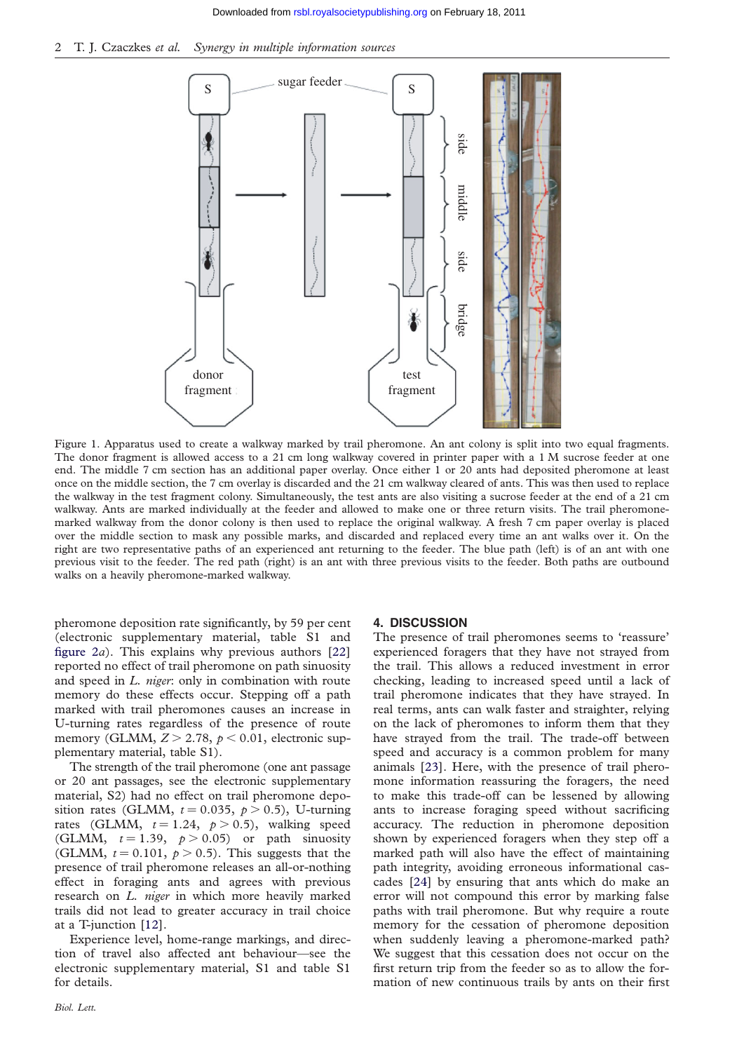Figure 1. Apparatus used to create a walkway marked by trail pheromone. An ant colony is split into two equal fragments. The donor fragment is allowed access to a 21 cm long walkway covered in printer paper with a 1 M sucrose feeder at one end. The middle 7 cm section has an additional paper overlay. Once either 1 or 20 ants had deposited pheromone at least once on the middle section, the 7 cm overlay is discarded and the 21 cm walkway cleared of ants. This was then used to replace the walkway in the test fragment colony. Simultaneously, the test ants are also visiting a sucrose feeder at the end of a 21 cm walkway. Ants are marked individually at the feeder and allowed to make one or three return visits. The trail pheromone-marked walkway from the donor colony is then used to replace the original walkway. A fresh 7 cm paper overlay is placed over the middle section to mask any possible marks, and discarded and replaced every time an ant walks over it. On the right are two representative paths of an experienced ant returning to the feeder. The blue path (left) is of an ant with one previous visit to the feeder. The red path (right) is an ant with three previous visits to the feeder. Both paths are outbound walks on a heavily pheromone-marked walkway.

pheromone deposition rate significantly, by 59 per cent (electronic supplementary material, table S1 and figure 2*a*). This explains why previous authors [22] reported no effect of trail pheromone on path sinuosity and speed in *L. niger*: only in combination with route memory do these effects occur. Stepping off a path marked with trail pheromones causes an increase in U-turning rates regardless of the presence of route memory (GLMM, $Z > 2.78$, $p < 0.01$, electronic supplementary material, table S1).

The strength of the trail pheromone (one ant passage or 20 ant passages, see the electronic supplementary material, S2) had no effect on trail pheromone deposition rates (GLMM, $t = 0.035$, $p > 0.5$), U-turning rates (GLMM, $t = 1.24$, $p > 0.5$), walking speed (GLMM, $t = 1.39$, $p > 0.05$) or path sinuosity (GLMM, $t = 0.101$, $p > 0.5$). This suggests that the presence of trail pheromone releases an all-or-nothing effect in foraging ants and agrees with previous research on *L. niger* in which more heavily marked trails did not lead to greater accuracy in trail choice at a T-junction [12].

Experience level, home-range markings, and direction of travel also affected ant behaviour—see the electronic supplementary material, S1 and table S1 for details.

## 4. DISCUSSION

The presence of trail pheromones seems to 'reassure' experienced foragers that they have not strayed from the trail. This allows a reduced investment in error checking, leading to increased speed until a lack of trail pheromone indicates that they have strayed. In real terms, ants can walk faster and straighter, relying on the lack of pheromones to inform them that they have strayed from the trail. The trade-off between speed and accuracy is a common problem for many animals [23]. Here, with the presence of trail pheromone information reassuring the foragers, the need to make this trade-off can be lessened by allowing ants to increase foraging speed without sacrificing accuracy. The reduction in pheromone deposition shown by experienced foragers when they step off a marked path will also have the effect of maintaining path integrity, avoiding erroneous informational cascades [24] by ensuring that ants which do make an error will not compound this error by marking false paths with trail pheromone. But why require a route memory for the cessation of pheromone deposition when suddenly leaving a pheromone-marked path? We suggest that this cessation does not occur on the first return trip from the feeder so as to allow the formation of new continuous trails by ants on their first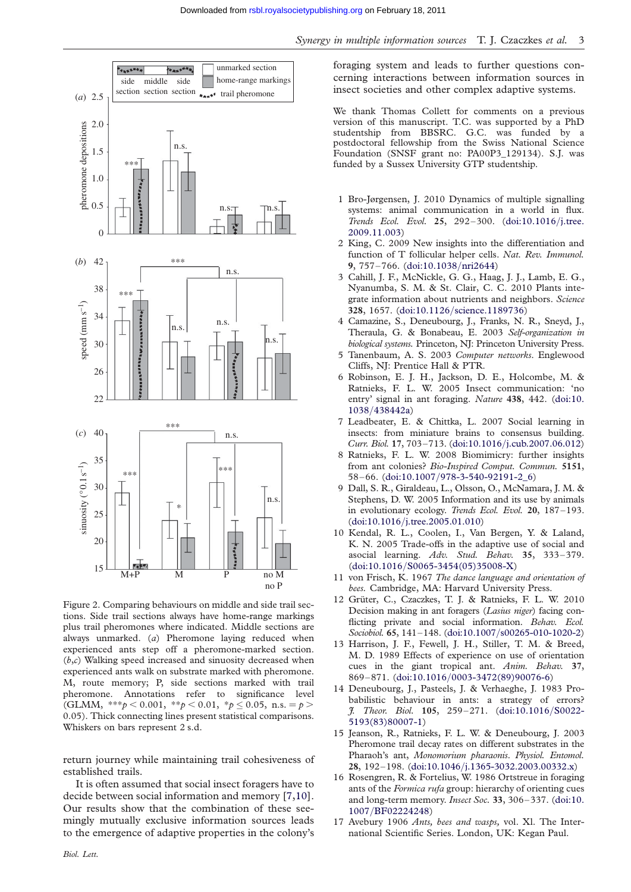Figure 2. Comparing behaviours on middle and side trail sections. Side trail sections always have home-range markings plus trail pheromones where indicated. Middle sections are always unmarked. (*a*) Pheromone laying reduced when experienced ants step off a pheromone-marked section. (*b*,*c*) Walking speed increased and sinuosity decreased when experienced ants walk on substrate marked with pheromone. M, route memory; P, side sections marked with trail pheromone. Annotations refer to significance level (GLMM, \*\*\*$p < 0.001$, \*\*$p < 0.01$, \*$p \leq 0.05$, n.s. $= p > 0.05$). Thick connecting lines present statistical comparisons. Whiskers on bars represent 2 s.d.

return journey while maintaining trail cohesiveness of established trails.

It is often assumed that social insect foragers have to decide between social information and memory [7,10]. Our results show that the combination of these seemingly mutually exclusive information sources leads to the emergence of adaptive properties in the colony's foraging system and leads to further questions concerning interactions between information sources in insect societies and other complex adaptive systems.

We thank Thomas Collett for comments on a previous version of this manuscript. T.C. was supported by a PhD studentship from BBSRC. G.C. was funded by a postdoctoral fellowship from the Swiss National Science Foundation (SNSF grant no: PA00P3_129134). S.J. was funded by a Sussex University GTP studentship.

1. Bro-Jørgensen, J. 2010 Dynamics of multiple signalling systems: animal communication in a world in flux. *Trends Ecol. Evol.* **25**, 292–300. (doi:10.1016/j.tree.2009.11.003)
2. King, C. 2009 New insights into the differentiation and function of T follicular helper cells. *Nat. Rev. Immunol.* **9**, 757–766. (doi:10.1038/nri2644)
3. Cahill, J. F., McNickle, G. G., Haag, J. J., Lamb, E. G., Nyanumba, S. M. & St. Clair, C. C. 2010 Plants integrate information about nutrients and neighbors. *Science* **328**, 1657. (doi:10.1126/science.1189736)
4. Camazine, S., Deneubourg, J., Franks, N. R., Sneyd, J., Theraula, G. & Bonabeau, E. 2003 *Self-organization in biological systems.* Princeton, NJ: Princeton University Press.
5. Tanenbaum, A. S. 2003 *Computer networks*. Englewood Cliffs, NJ: Prentice Hall & PTR.
6. Robinson, E. J. H., Jackson, D. E., Holcombe, M. & Ratnieks, F. L. W. 2005 Insect communication: 'no entry' signal in ant foraging. *Nature* **438**, 442. (doi:10.1038/438442a)
7. Leadbeater, E. & Chittka, L. 2007 Social learning in insects: from miniature brains to consensus building. *Curr. Biol.* **17**, 703–713. (doi:10.1016/j.cub.2007.06.012)
8. Ratnieks, F. L. W. 2008 Biomimicry: further insights from ant colonies? *Bio-Inspired Comput. Commun.* **5151**, 58–66. (doi:10.1007/978-3-540-92191-2_6)
9. Dall, S. R., Giraldeau, L., Olsson, O., McNamara, J. M. & Stephens, D. W. 2005 Information and its use by animals in evolutionary ecology. *Trends Ecol. Evol.* **20**, 187–193. (doi:10.1016/j.tree.2005.01.010)
10. Kendal, R. L., Coolen, I., Van Bergen, Y. & Laland, K. N. 2005 Trade-offs in the adaptive use of social and asocial learning. *Adv. Stud. Behav.* **35**, 333–379. (doi:10.1016/S0065-3454(05)35008-X)
11. von Frisch, K. 1967 *The dance language and orientation of bees*. Cambridge, MA: Harvard University Press.
12. Grüter, C., Czaczkes, T. J. & Ratnieks, F. L. W. 2010 Decision making in ant foragers (*Lasius niger*) facing conflicting private and social information. *Behav. Ecol. Sociobiol.* **65**, 141–148. (doi:10.1007/s00265-010-1020-2)
13. Harrison, J. F., Fewell, J. H., Stiller, T. M. & Breed, M. D. 1989 Effects of experience on use of orientation cues in the giant tropical ant. *Anim. Behav.* **37**, 869–871. (doi:10.1016/0003-3472(89)90076-6)
14. Deneubourg, J., Pasteels, J. & Verhaeghe, J. 1983 Probabilistic behaviour in ants: a strategy of errors? *J. Theor. Biol.* **105**, 259–271. (doi:10.1016/S0022-5193(83)80007-1)
15. Jeanson, R., Ratnieks, F. L. W. & Deneubourg, J. 2003 Pheromone trail decay rates on different substrates in the Pharaoh's ant, *Monomorium pharaonis*. *Physiol. Entomol.* **28**, 192–198. (doi:10.1046/j.1365-3032.2003.00332.x)
16. Rosengren, R. & Fortelius, W. 1986 Ortstreue in foraging ants of the *Formica rufa* group: hierarchy of orienting cues and long-term memory. *Insect Soc.* **33**, 306–337. (doi:10.1007/BF02224248)
17. Avebury 1906 *Ants, bees and wasps*, vol. XI. The International Scientific Series. London, UK: Kegan Paul.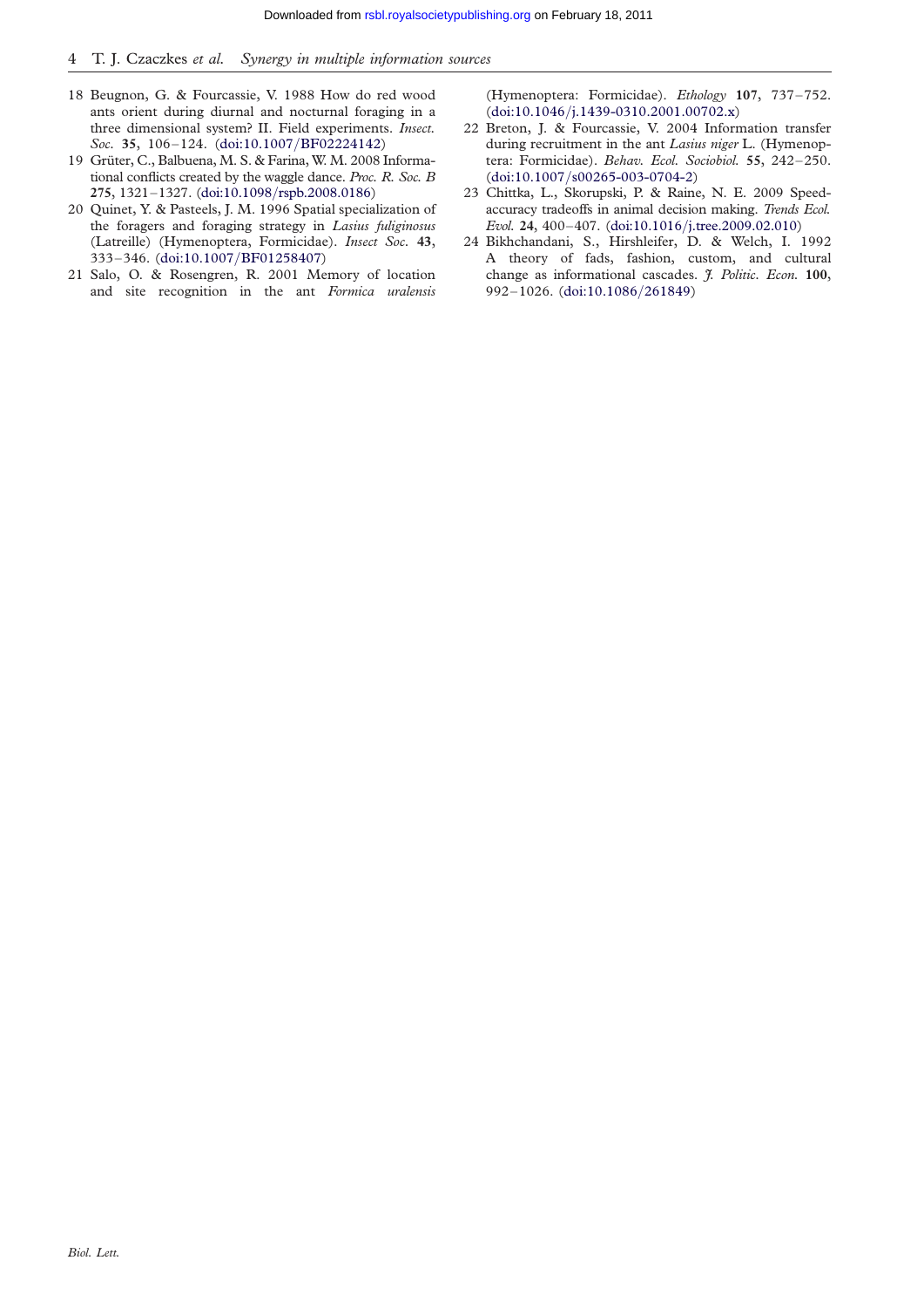18 Beugnon, G. & Fourcassie, V. 1988 How do red wood ants orient during diurnal and nocturnal foraging in a three dimensional system? II. Field experiments. *Insect. Soc*. **35**, 106–124. (doi:10.1007/BF02224142)

19 Grüter, C., Balbuena, M. S. & Farina, W. M. 2008 Informational conflicts created by the waggle dance. *Proc. R. Soc. B* **275**, 1321–1327. (doi:10.1098/rspb.2008.0186)

20 Quinet, Y. & Pasteels, J. M. 1996 Spatial specialization of the foragers and foraging strategy in *Lasius fuliginosus* (Latreille) (Hymenoptera, Formicidae). *Insect Soc*. **43**, 333–346. (doi:10.1007/BF01258407)

21 Salo, O. & Rosengren, R. 2001 Memory of location and site recognition in the ant *Formica uralensis* (Hymenoptera: Formicidae). *Ethology* **107**, 737–752. (doi:10.1046/j.1439-0310.2001.00702.x)

22 Breton, J. & Fourcassie, V. 2004 Information transfer during recruitment in the ant *Lasius niger* L. (Hymenoptera: Formicidae). *Behav. Ecol. Sociobiol.* **55**, 242–250. (doi:10.1007/s00265-003-0704-2)

23 Chittka, L., Skorupski, P. & Raine, N. E. 2009 Speed-accuracy tradeoffs in animal decision making. *Trends Ecol. Evol.* **24**, 400–407. (doi:10.1016/j.tree.2009.02.010)

24 Bikhchandani, S., Hirshleifer, D. & Welch, I. 1992 A theory of fads, fashion, custom, and cultural change as informational cascades. *J. Politic. Econ.* **100**, 992–1026. (doi:10.1086/261849)